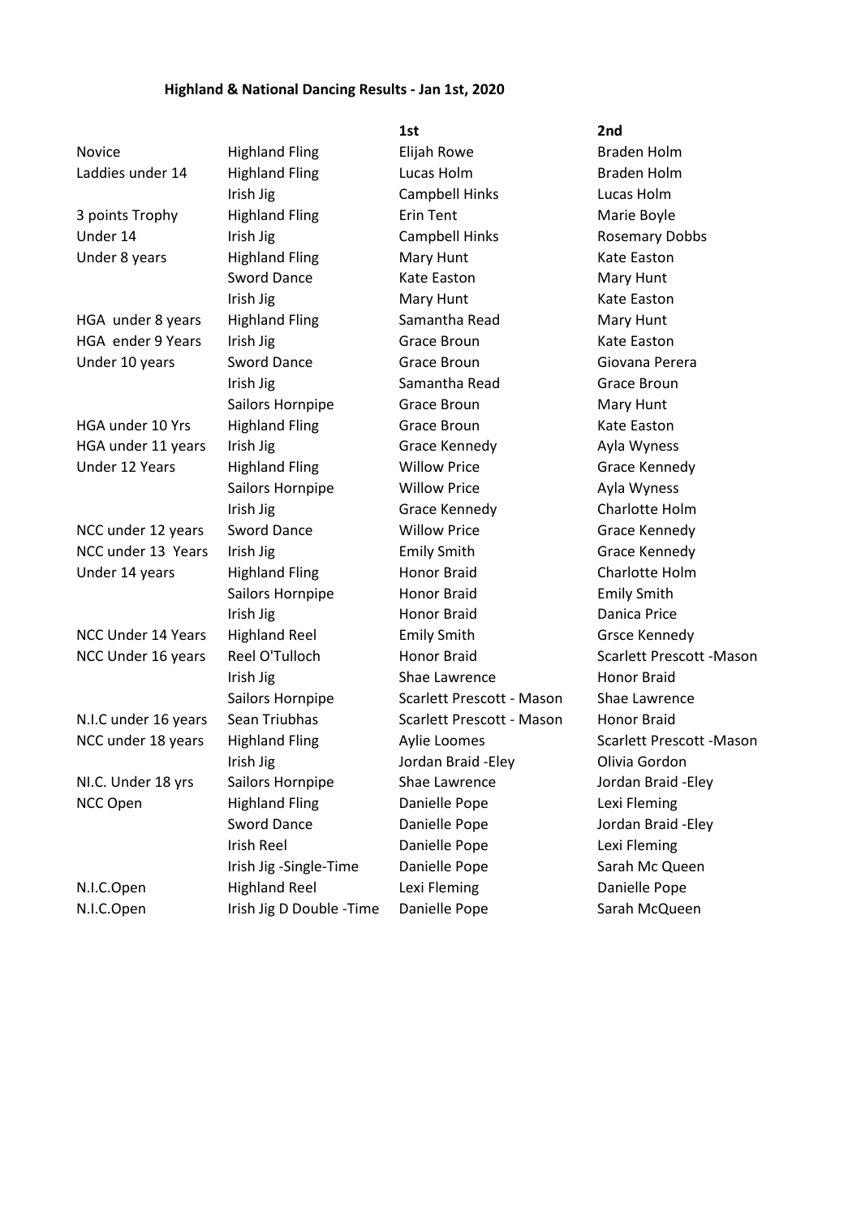**Highland & National Dancing Results - Jan 1st, 2020**

| | | 1st | 2nd |
|---|---|---|---|
| Novice | Highland Fling | Elijah Rowe | Braden Holm |
| Laddies under 14 | Highland Fling | Lucas Holm | Braden Holm |
| | Irish Jig | Campbell Hinks | Lucas Holm |
| 3 points Trophy | Highland Fling | Erin Tent | Marie Boyle |
| Under 14 | Irish Jig | Campbell Hinks | Rosemary Dobbs |
| Under 8 years | Highland Fling | Mary Hunt | Kate Easton |
| | Sword Dance | Kate Easton | Mary Hunt |
| | Irish Jig | Mary Hunt | Kate Easton |
| HGA under 8 years | Highland Fling | Samantha Read | Mary Hunt |
| HGA ender 9 Years | Irish Jig | Grace Broun | Kate Easton |
| Under 10 years | Sword Dance | Grace Broun | Giovana Perera |
| | Irish Jig | Samantha Read | Grace Broun |
| | Sailors Hornpipe | Grace Broun | Mary Hunt |
| HGA under 10 Yrs | Highland Fling | Grace Broun | Kate Easton |
| HGA under 11 years | Irish Jig | Grace Kennedy | Ayla Wyness |
| Under 12 Years | Highland Fling | Willow Price | Grace Kennedy |
| | Sailors Hornpipe | Willow Price | Ayla Wyness |
| | Irish Jig | Grace Kennedy | Charlotte Holm |
| NCC under 12 years | Sword Dance | Willow Price | Grace Kennedy |
| NCC under 13 Years | Irish Jig | Emily Smith | Grace Kennedy |
| Under 14 years | Highland Fling | Honor Braid | Charlotte Holm |
| | Sailors Hornpipe | Honor Braid | Emily Smith |
| | Irish Jig | Honor Braid | Danica Price |
| NCC Under 14 Years | Highland Reel | Emily Smith | Grsce Kennedy |
| NCC Under 16 years | Reel O'Tulloch | Honor Braid | Scarlett Prescott -Mason |
| | Irish Jig | Shae Lawrence | Honor Braid |
| | Sailors Hornpipe | Scarlett Prescott - Mason | Shae Lawrence |
| N.I.C under 16 years | Sean Triubhas | Scarlett Prescott - Mason | Honor Braid |
| NCC under 18 years | Highland Fling | Aylie Loomes | Scarlett Prescott -Mason |
| | Irish Jig | Jordan Braid -Eley | Olivia Gordon |
| NI.C. Under 18 yrs | Sailors Hornpipe | Shae Lawrence | Jordan Braid -Eley |
| NCC Open | Highland Fling | Danielle Pope | Lexi Fleming |
| | Sword Dance | Danielle Pope | Jordan Braid -Eley |
| | Irish Reel | Danielle Pope | Lexi Fleming |
| | Irish Jig -Single-Time | Danielle Pope | Sarah Mc Queen |
| N.I.C.Open | Highland Reel | Lexi Fleming | Danielle Pope |
| N.I.C.Open | Irish Jig D Double -Time | Danielle Pope | Sarah McQueen |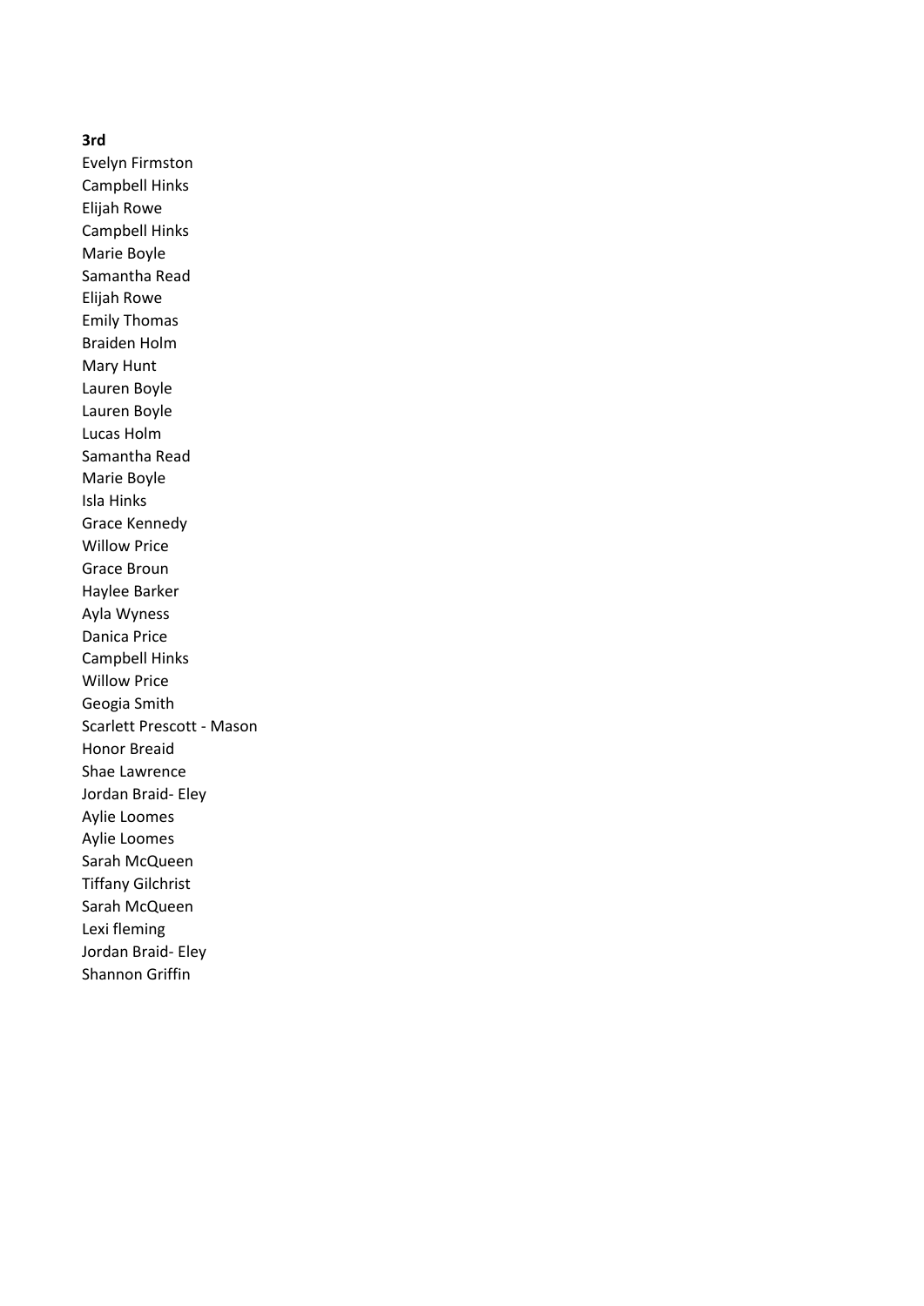**3rd**

Evelyn Firmston
Campbell Hinks
Elijah Rowe
Campbell Hinks
Marie Boyle
Samantha Read
Elijah Rowe
Emily Thomas
Braiden Holm
Mary Hunt
Lauren Boyle
Lauren Boyle
Lucas Holm
Samantha Read
Marie Boyle
Isla Hinks
Grace Kennedy
Willow Price
Grace Broun
Haylee Barker
Ayla Wyness
Danica Price
Campbell Hinks
Willow Price
Geogia Smith
Scarlett Prescott - Mason
Honor Breaid
Shae Lawrence
Jordan Braid- Eley
Aylie Loomes
Aylie Loomes
Sarah McQueen
Tiffany Gilchrist
Sarah McQueen
Lexi fleming
Jordan Braid- Eley
Shannon Griffin